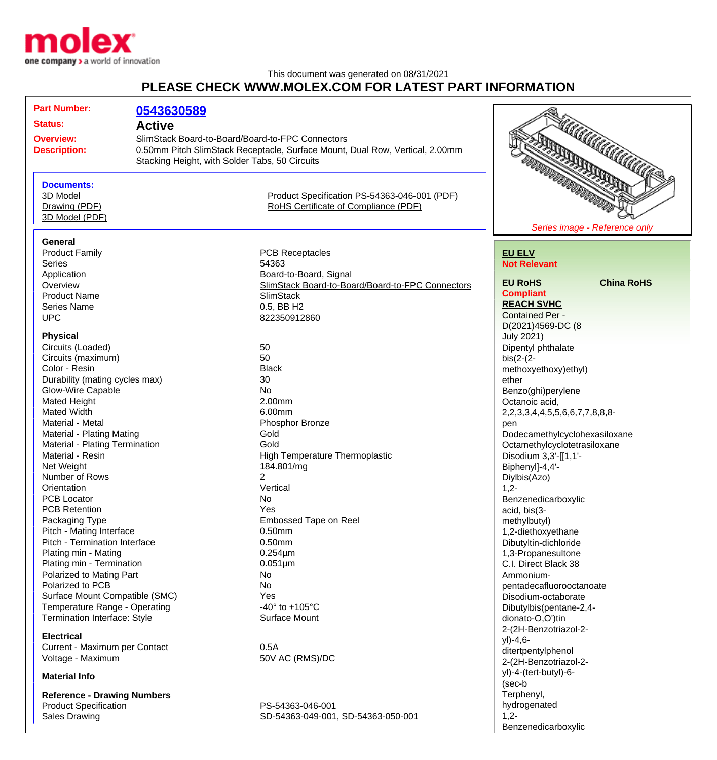This document was generated on 08/31/2021

**PLEASE CHECK WWW.MOLEX.COM FOR LATEST PART INFORMATION**

| | |
|---|---|
| **Part Number:** | **0543630589** |
| **Status:** | **Active** |
| **Overview:** | SlimStack Board-to-Board/Board-to-FPC Connectors |
| **Description:** | 0.50mm Pitch SlimStack Receptacle, Surface Mount, Dual Row, Vertical, 2.00mm Stacking Height, with Solder Tabs, 50 Circuits |

*Series image - Reference only*

**Documents:**

- 3D Model
- Drawing (PDF)
- 3D Model (PDF)
- Product Specification PS-54363-046-001 (PDF)
- RoHS Certificate of Compliance (PDF)

**EU ELV**
Not Relevant

**EU RoHS**
Compliant

**China RoHS**

**REACH SVHC**
Contained Per - D(2021)4569-DC (8 July 2021)
Dipentyl phthalate
bis(2-(2-methoxyethoxy)ethyl) ether
Benzo(ghi)perylene
Octanoic acid, 2,2,3,3,4,4,5,5,6,6,7,7,8,8,8-pen
Dodecamethylcyclohexasiloxane
Octamethylcyclotetrasiloxane
Disodium 3,3'-[[1,1'-Biphenyl]-4,4'-Diylbis(Azo)
1,2-Benzenedicarboxylic acid, bis(3-methylbutyl)
1,2-diethoxyethane
Dibutyltin-dichloride
1,3-Propanesultone
C.I. Direct Black 38
Ammonium-pentadecafluorooctanoate
Disodium-octaborate
Dibutylbis(pentane-2,4-dionato-O,O')tin
2-(2H-Benzotriazol-2-yl)-4,6-ditertpentylphenol
2-(2H-Benzotriazol-2-yl)-4-(tert-butyl)-6-(sec-b
Terphenyl, hydrogenated
1,2-Benzenedicarboxylic

### General

| | |
|---|---|
| Product Family | PCB Receptacles |
| Series | 54363 |
| Application | Board-to-Board, Signal |
| Overview | SlimStack Board-to-Board/Board-to-FPC Connectors |
| Product Name | SlimStack |
| Series Name | 0.5, BB H2 |
| UPC | 822350912860 |

### Physical

| | |
|---|---|
| Circuits (Loaded) | 50 |
| Circuits (maximum) | 50 |
| Color - Resin | Black |
| Durability (mating cycles max) | 30 |
| Glow-Wire Capable | No |
| Mated Height | 2.00mm |
| Mated Width | 6.00mm |
| Material - Metal | Phosphor Bronze |
| Material - Plating Mating | Gold |
| Material - Plating Termination | Gold |
| Material - Resin | High Temperature Thermoplastic |
| Net Weight | 184.801/mg |
| Number of Rows | 2 |
| Orientation | Vertical |
| PCB Locator | No |
| PCB Retention | Yes |
| Packaging Type | Embossed Tape on Reel |
| Pitch - Mating Interface | 0.50mm |
| Pitch - Termination Interface | 0.50mm |
| Plating min - Mating | 0.254µm |
| Plating min - Termination | 0.051µm |
| Polarized to Mating Part | No |
| Polarized to PCB | No |
| Surface Mount Compatible (SMC) | Yes |
| Temperature Range - Operating | -40° to +105°C |
| Termination Interface: Style | Surface Mount |

### Electrical

| | |
|---|---|
| Current - Maximum per Contact | 0.5A |
| Voltage - Maximum | 50V AC (RMS)/DC |

### Material Info

### Reference - Drawing Numbers

| | |
|---|---|
| Product Specification | PS-54363-046-001 |
| Sales Drawing | SD-54363-049-001, SD-54363-050-001 |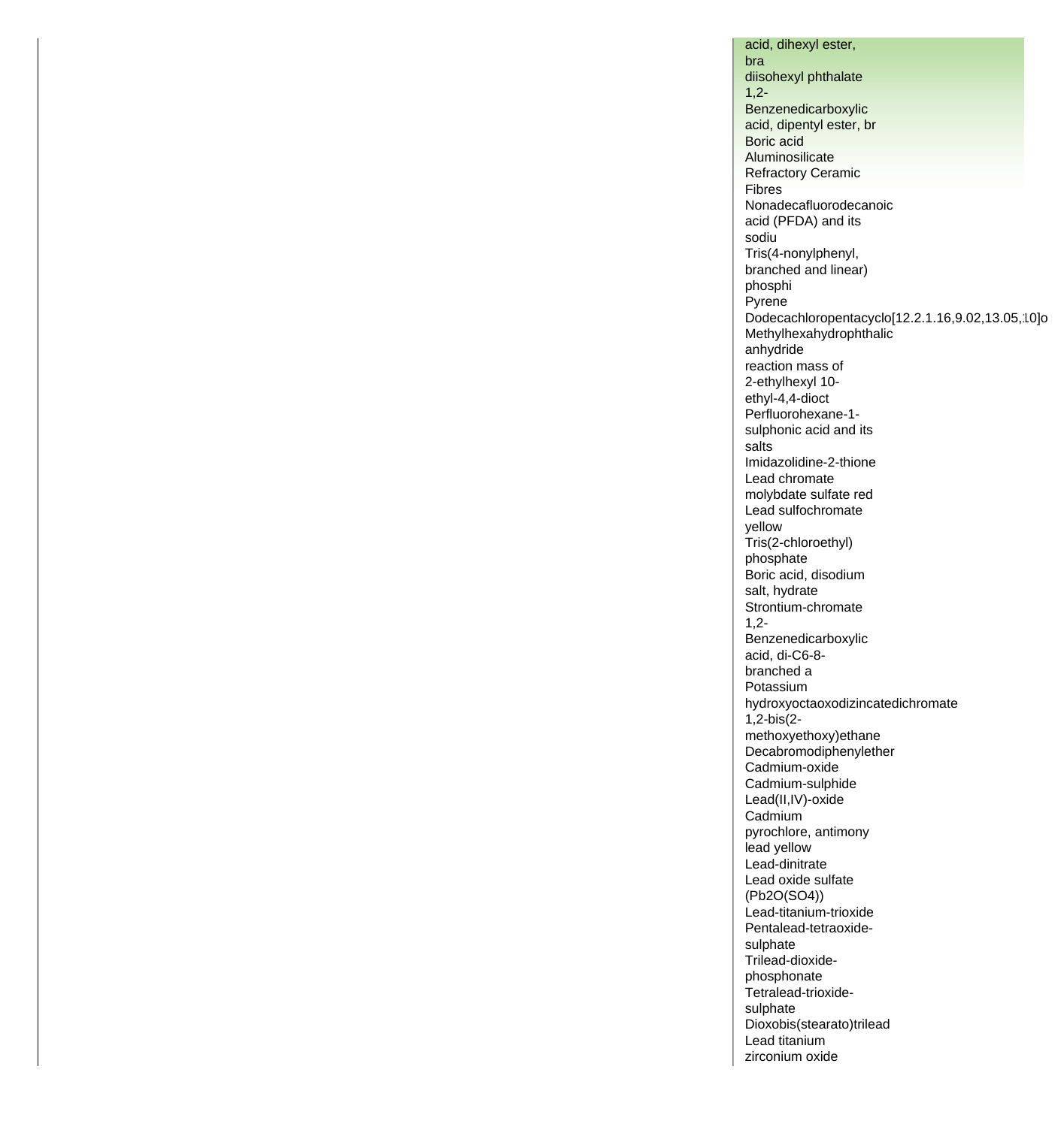acid, dihexyl ester, bra
diisohexyl phthalate
1,2-Benzenedicarboxylic acid, dipentyl ester, br
Boric acid
Aluminosilicate Refractory Ceramic Fibres
Nonadecafluorodecanoic acid (PFDA) and its sodiu
Tris(4-nonylphenyl, branched and linear) phosphi
Pyrene
Dodecachloropentacyclo[12.2.1.16,9.02,13.05,10]o
Methylhexahydrophthalic anhydride
reaction mass of 2-ethylhexyl 10-ethyl-4,4-dioct
Perfluorohexane-1-sulphonic acid and its salts
Imidazolidine-2-thione
Lead chromate molybdate sulfate red
Lead sulfochromate yellow
Tris(2-chloroethyl) phosphate
Boric acid, disodium salt, hydrate
Strontium-chromate
1,2-Benzenedicarboxylic acid, di-C6-8-branched a
Potassium hydroxyoctaoxodizincatedichromate
1,2-bis(2-methoxyethoxy)ethane
Decabromodiphenylether
Cadmium-oxide
Cadmium-sulphide
Lead(II,IV)-oxide
Cadmium pyrochlore, antimony lead yellow
Lead-dinitrate
Lead oxide sulfate (Pb2O(SO4))
Lead-titanium-trioxide
Pentalead-tetraoxide-sulphate
Trilead-dioxide-phosphonate
Tetralead-trioxide-sulphate
Dioxobis(stearato)trilead
Lead titanium zirconium oxide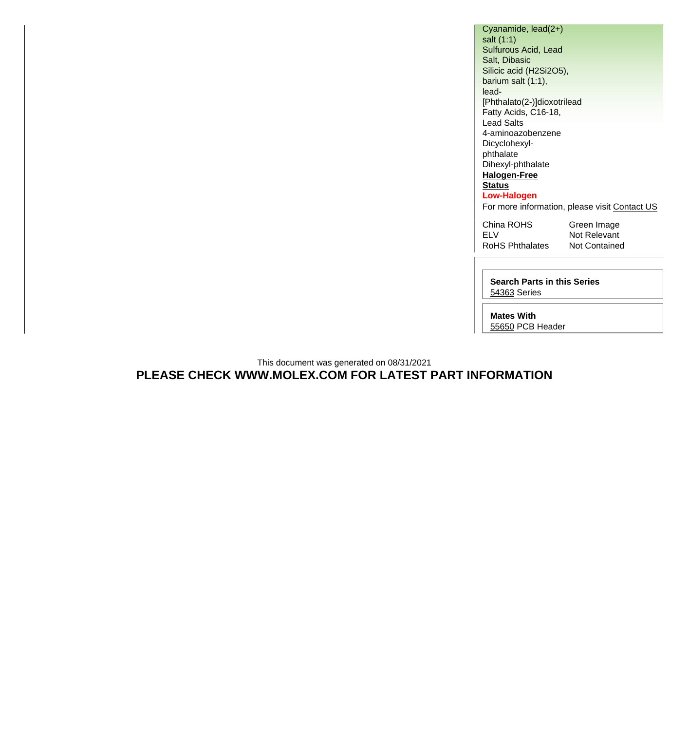Cyanamide, lead(2+) salt (1:1)
Sulfurous Acid, Lead Salt, Dibasic
Silicic acid ($H_2Si_2O_5$), barium salt (1:1), lead-
[Phthalato(2-)]dioxotrilead
Fatty Acids, C16-18, Lead Salts
4-aminoazobenzene
Dicyclohexyl-phthalate
Dihexyl-phthalate

**Halogen-Free Status**

**Low-Halogen**

For more information, please visit Contact US

| | |
|---|---|
| China ROHS | Green Image |
| ELV | Not Relevant |
| RoHS Phthalates | Not Contained |

**Search Parts in this Series**
54363 Series

**Mates With**
55650 PCB Header

This document was generated on 08/31/2021

**PLEASE CHECK WWW.MOLEX.COM FOR LATEST PART INFORMATION**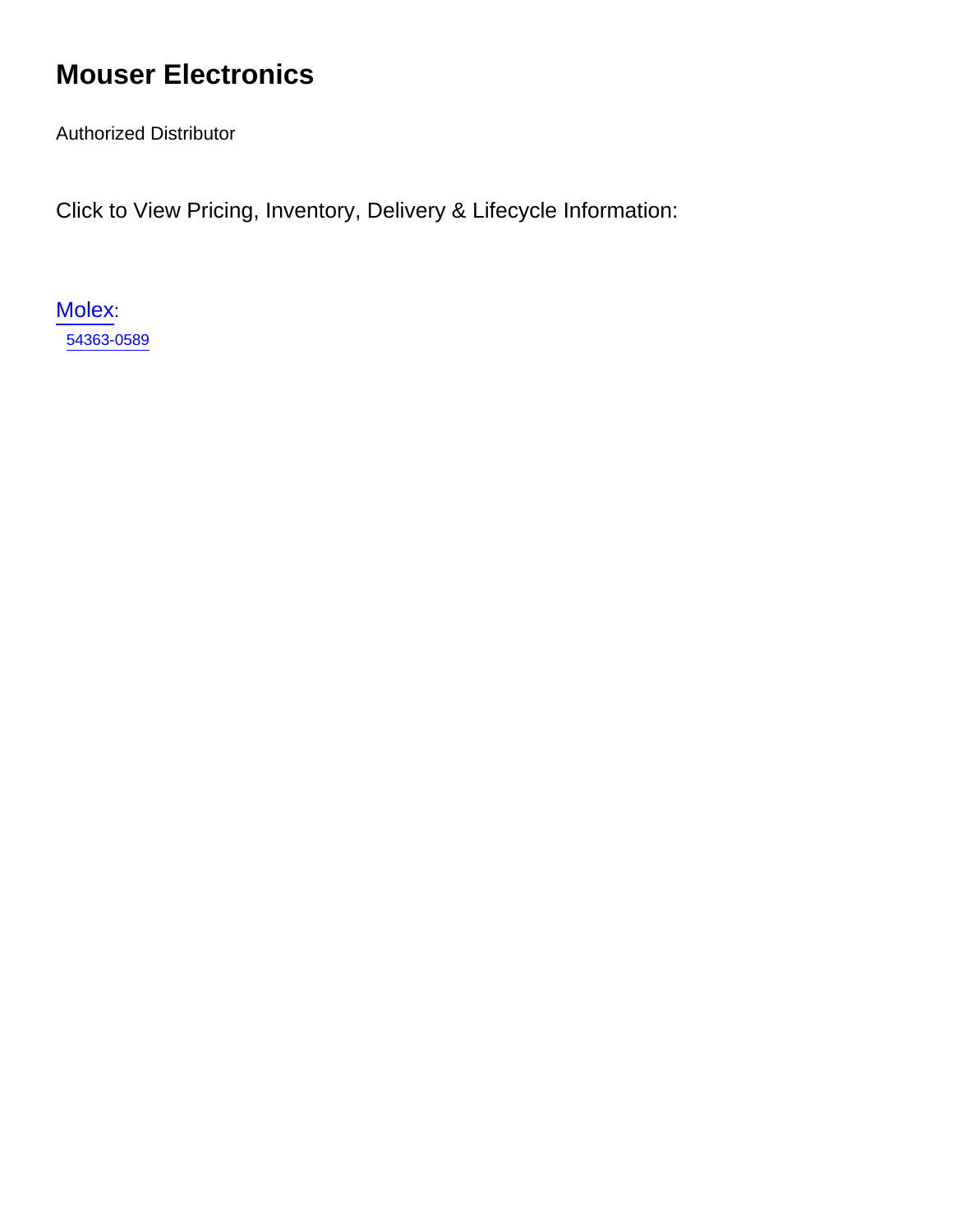# Mouser Electronics

Authorized Distributor

Click to View Pricing, Inventory, Delivery & Lifecycle Information:

Molex:

54363-0589